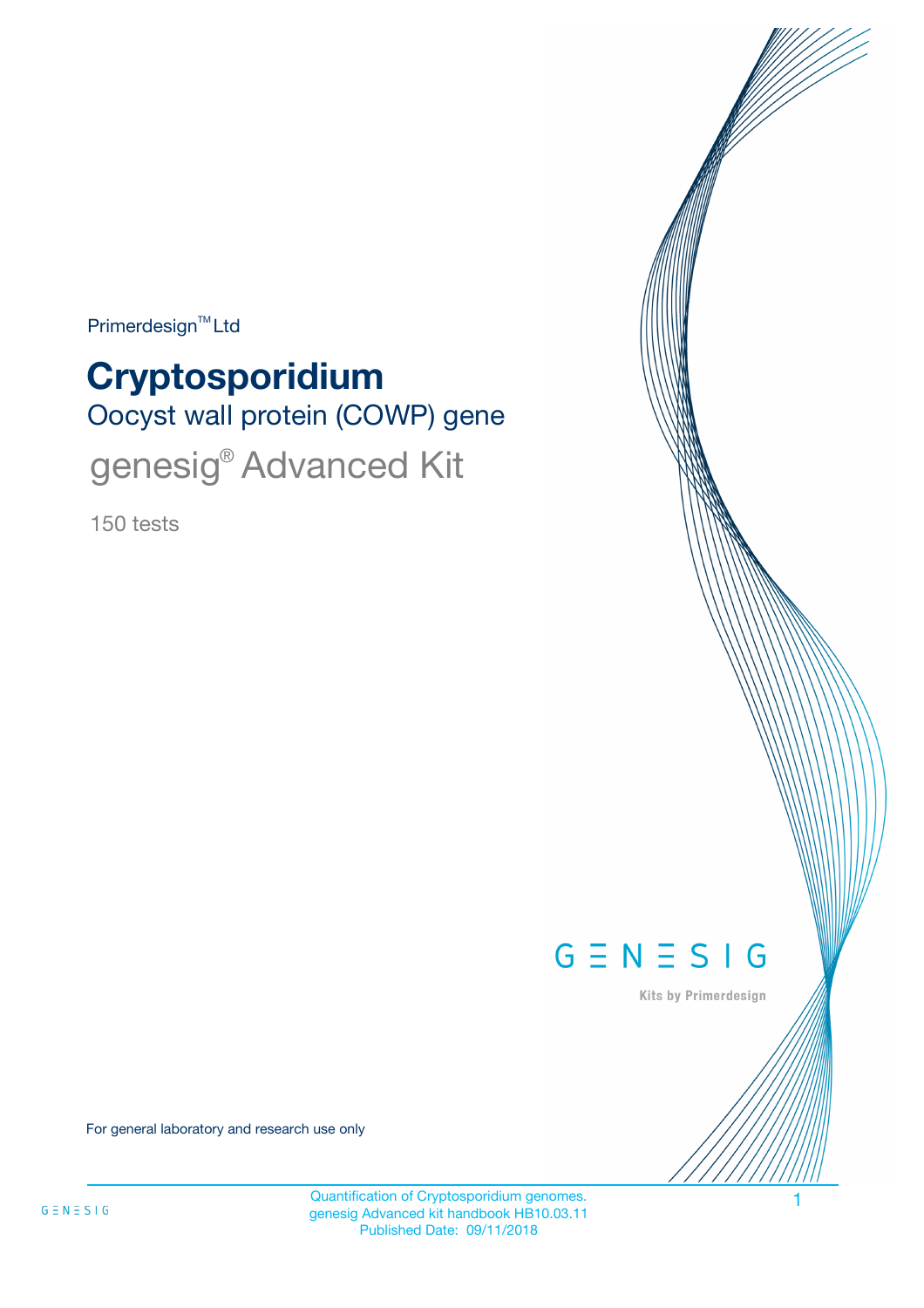Primerdesign™ Ltd

# Cryptosporidium

## Oocyst wall protein (COWP) gene

## genesig® Advanced Kit

150 tests

GENESIG

Kits by Primerdesign

For general laboratory and research use only

Quantification of Cryptosporidium genomes.
genesig Advanced kit handbook HB10.03.11
Published Date: 09/11/2018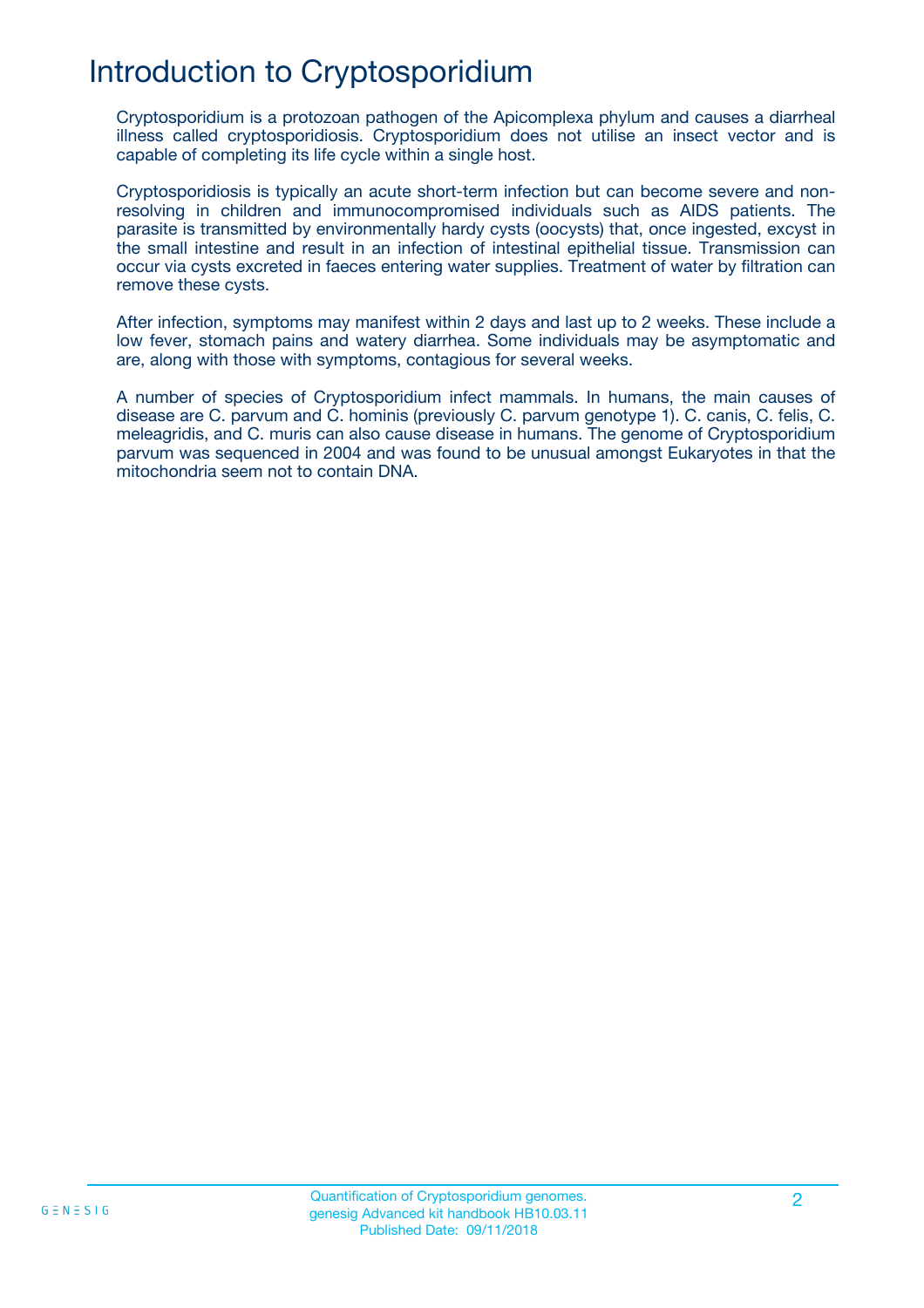# Introduction to Cryptosporidium

Cryptosporidium is a protozoan pathogen of the Apicomplexa phylum and causes a diarrheal illness called cryptosporidiosis. Cryptosporidium does not utilise an insect vector and is capable of completing its life cycle within a single host.

Cryptosporidiosis is typically an acute short-term infection but can become severe and non-resolving in children and immunocompromised individuals such as AIDS patients. The parasite is transmitted by environmentally hardy cysts (oocysts) that, once ingested, excyst in the small intestine and result in an infection of intestinal epithelial tissue. Transmission can occur via cysts excreted in faeces entering water supplies. Treatment of water by filtration can remove these cysts.

After infection, symptoms may manifest within 2 days and last up to 2 weeks. These include a low fever, stomach pains and watery diarrhea. Some individuals may be asymptomatic and are, along with those with symptoms, contagious for several weeks.

A number of species of Cryptosporidium infect mammals. In humans, the main causes of disease are C. parvum and C. hominis (previously C. parvum genotype 1). C. canis, C. felis, C. meleagridis, and C. muris can also cause disease in humans. The genome of Cryptosporidium parvum was sequenced in 2004 and was found to be unusual amongst Eukaryotes in that the mitochondria seem not to contain DNA.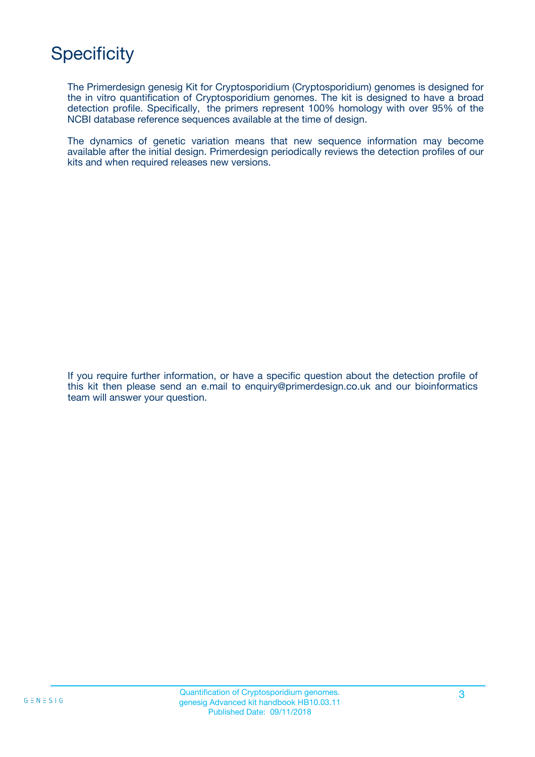# Specificity

The Primerdesign genesig Kit for Cryptosporidium (Cryptosporidium) genomes is designed for the in vitro quantification of Cryptosporidium genomes. The kit is designed to have a broad detection profile. Specifically, the primers represent 100% homology with over 95% of the NCBI database reference sequences available at the time of design.

The dynamics of genetic variation means that new sequence information may become available after the initial design. Primerdesign periodically reviews the detection profiles of our kits and when required releases new versions.

If you require further information, or have a specific question about the detection profile of this kit then please send an e.mail to enquiry@primerdesign.co.uk and our bioinformatics team will answer your question.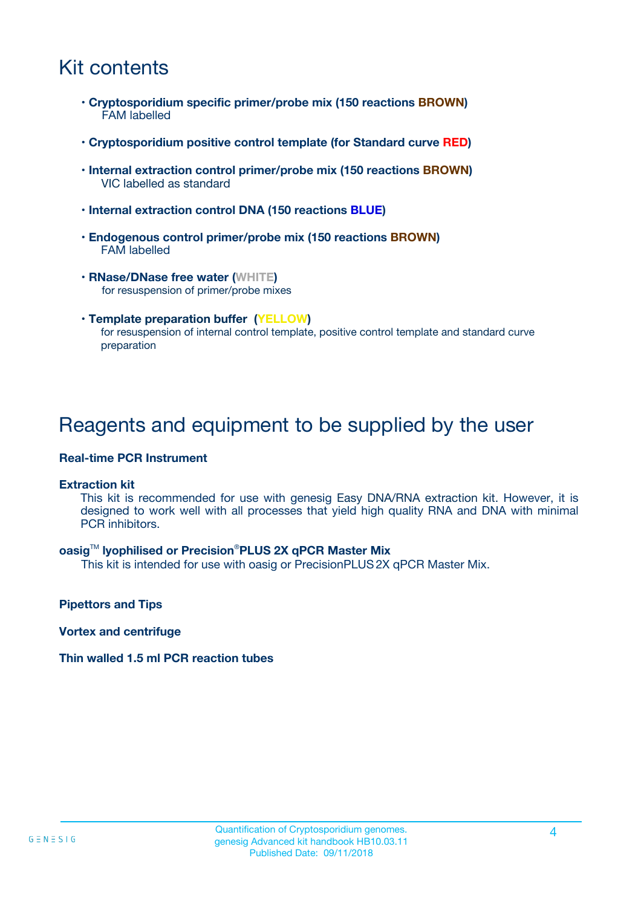## Kit contents

- **Cryptosporidium specific primer/probe mix (150 reactions BROWN)**
  FAM labelled
- **Cryptosporidium positive control template (for Standard curve RED)**
- **Internal extraction control primer/probe mix (150 reactions BROWN)**
  VIC labelled as standard
- **Internal extraction control DNA (150 reactions BLUE)**
- **Endogenous control primer/probe mix (150 reactions BROWN)**
  FAM labelled
- **RNase/DNase free water (WHITE)**
  for resuspension of primer/probe mixes
- **Template preparation buffer (YELLOW)**
  for resuspension of internal control template, positive control template and standard curve preparation

## Reagents and equipment to be supplied by the user

**Real-time PCR Instrument**

**Extraction kit**
This kit is recommended for use with genesig Easy DNA/RNA extraction kit. However, it is designed to work well with all processes that yield high quality RNA and DNA with minimal PCR inhibitors.

**oasig™ lyophilised or Precision®PLUS 2X qPCR Master Mix**
This kit is intended for use with oasig or PrecisionPLUS 2X qPCR Master Mix.

**Pipettors and Tips**

**Vortex and centrifuge**

**Thin walled 1.5 ml PCR reaction tubes**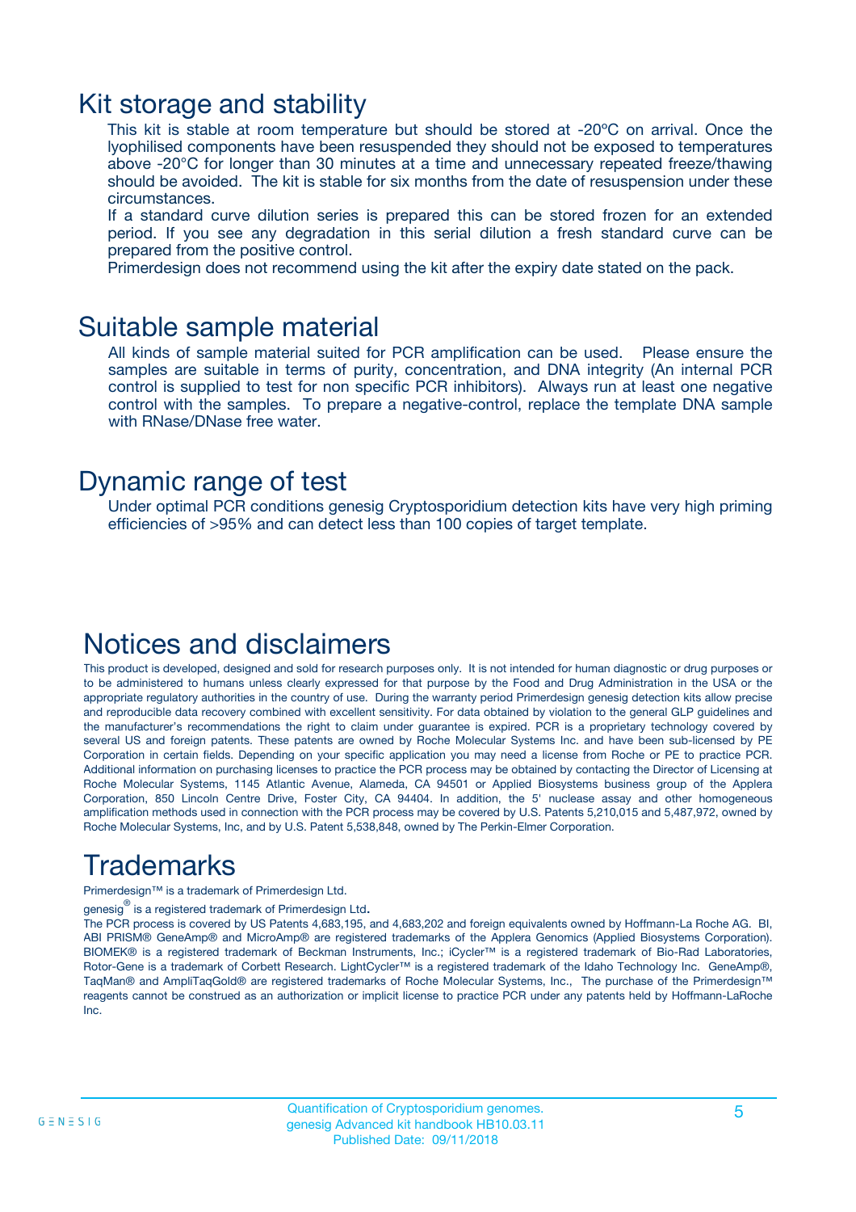## Kit storage and stability

This kit is stable at room temperature but should be stored at -20ºC on arrival. Once the lyophilised components have been resuspended they should not be exposed to temperatures above -20°C for longer than 30 minutes at a time and unnecessary repeated freeze/thawing should be avoided. The kit is stable for six months from the date of resuspension under these circumstances.

If a standard curve dilution series is prepared this can be stored frozen for an extended period. If you see any degradation in this serial dilution a fresh standard curve can be prepared from the positive control.

Primerdesign does not recommend using the kit after the expiry date stated on the pack.

## Suitable sample material

All kinds of sample material suited for PCR amplification can be used. Please ensure the samples are suitable in terms of purity, concentration, and DNA integrity (An internal PCR control is supplied to test for non specific PCR inhibitors). Always run at least one negative control with the samples. To prepare a negative-control, replace the template DNA sample with RNase/DNase free water.

## Dynamic range of test

Under optimal PCR conditions genesig Cryptosporidium detection kits have very high priming efficiencies of >95% and can detect less than 100 copies of target template.

## Notices and disclaimers

This product is developed, designed and sold for research purposes only. It is not intended for human diagnostic or drug purposes or to be administered to humans unless clearly expressed for that purpose by the Food and Drug Administration in the USA or the appropriate regulatory authorities in the country of use. During the warranty period Primerdesign genesig detection kits allow precise and reproducible data recovery combined with excellent sensitivity. For data obtained by violation to the general GLP guidelines and the manufacturer's recommendations the right to claim under guarantee is expired. PCR is a proprietary technology covered by several US and foreign patents. These patents are owned by Roche Molecular Systems Inc. and have been sub-licensed by PE Corporation in certain fields. Depending on your specific application you may need a license from Roche or PE to practice PCR. Additional information on purchasing licenses to practice the PCR process may be obtained by contacting the Director of Licensing at Roche Molecular Systems, 1145 Atlantic Avenue, Alameda, CA 94501 or Applied Biosystems business group of the Applera Corporation, 850 Lincoln Centre Drive, Foster City, CA 94404. In addition, the 5' nuclease assay and other homogeneous amplification methods used in connection with the PCR process may be covered by U.S. Patents 5,210,015 and 5,487,972, owned by Roche Molecular Systems, Inc, and by U.S. Patent 5,538,848, owned by The Perkin-Elmer Corporation.

## Trademarks

Primerdesign™ is a trademark of Primerdesign Ltd.

genesig® is a registered trademark of Primerdesign Ltd.

The PCR process is covered by US Patents 4,683,195, and 4,683,202 and foreign equivalents owned by Hoffmann-La Roche AG. BI, ABI PRISM® GeneAmp® and MicroAmp® are registered trademarks of the Applera Genomics (Applied Biosystems Corporation). BIOMEK® is a registered trademark of Beckman Instruments, Inc.; iCycler™ is a registered trademark of Bio-Rad Laboratories, Rotor-Gene is a trademark of Corbett Research. LightCycler™ is a registered trademark of the Idaho Technology Inc. GeneAmp®, TaqMan® and AmpliTaqGold® are registered trademarks of Roche Molecular Systems, Inc., The purchase of the Primerdesign™ reagents cannot be construed as an authorization or implicit license to practice PCR under any patents held by Hoffmann-LaRoche Inc.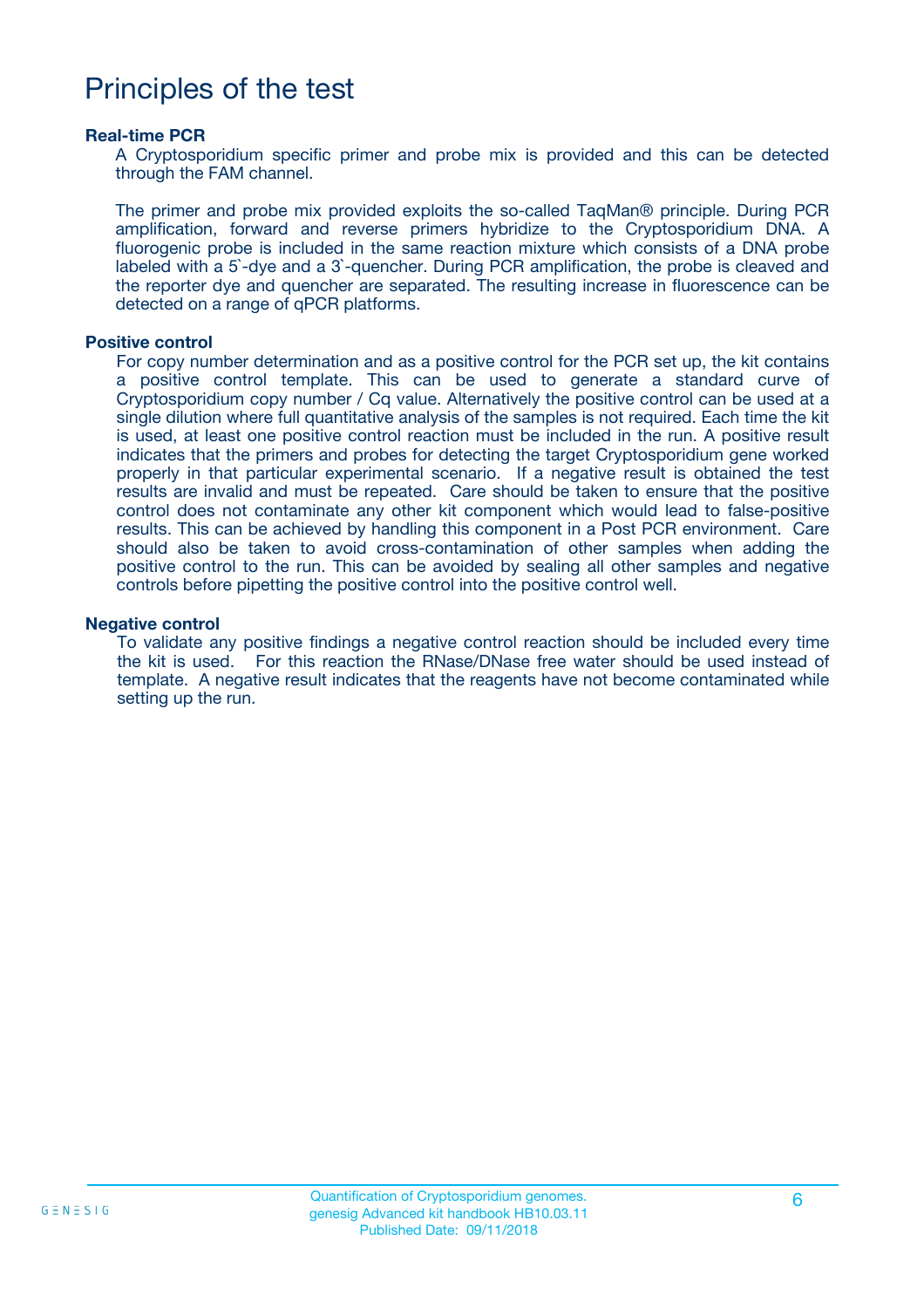# Principles of the test

**Real-time PCR**

A Cryptosporidium specific primer and probe mix is provided and this can be detected through the FAM channel.

The primer and probe mix provided exploits the so-called TaqMan® principle. During PCR amplification, forward and reverse primers hybridize to the Cryptosporidium DNA. A fluorogenic probe is included in the same reaction mixture which consists of a DNA probe labeled with a 5`-dye and a 3`-quencher. During PCR amplification, the probe is cleaved and the reporter dye and quencher are separated. The resulting increase in fluorescence can be detected on a range of qPCR platforms.

**Positive control**

For copy number determination and as a positive control for the PCR set up, the kit contains a positive control template. This can be used to generate a standard curve of Cryptosporidium copy number / Cq value. Alternatively the positive control can be used at a single dilution where full quantitative analysis of the samples is not required. Each time the kit is used, at least one positive control reaction must be included in the run. A positive result indicates that the primers and probes for detecting the target Cryptosporidium gene worked properly in that particular experimental scenario. If a negative result is obtained the test results are invalid and must be repeated. Care should be taken to ensure that the positive control does not contaminate any other kit component which would lead to false-positive results. This can be achieved by handling this component in a Post PCR environment. Care should also be taken to avoid cross-contamination of other samples when adding the positive control to the run. This can be avoided by sealing all other samples and negative controls before pipetting the positive control into the positive control well.

**Negative control**

To validate any positive findings a negative control reaction should be included every time the kit is used. For this reaction the RNase/DNase free water should be used instead of template. A negative result indicates that the reagents have not become contaminated while setting up the run.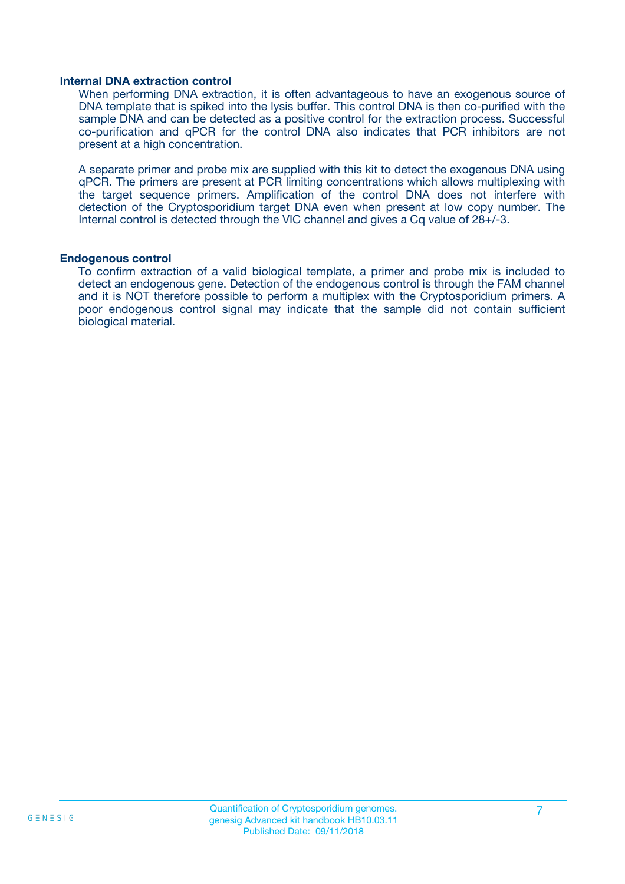### Internal DNA extraction control

When performing DNA extraction, it is often advantageous to have an exogenous source of DNA template that is spiked into the lysis buffer. This control DNA is then co-purified with the sample DNA and can be detected as a positive control for the extraction process. Successful co-purification and qPCR for the control DNA also indicates that PCR inhibitors are not present at a high concentration.

A separate primer and probe mix are supplied with this kit to detect the exogenous DNA using qPCR. The primers are present at PCR limiting concentrations which allows multiplexing with the target sequence primers. Amplification of the control DNA does not interfere with detection of the Cryptosporidium target DNA even when present at low copy number. The Internal control is detected through the VIC channel and gives a Cq value of 28+/-3.

### Endogenous control

To confirm extraction of a valid biological template, a primer and probe mix is included to detect an endogenous gene. Detection of the endogenous control is through the FAM channel and it is NOT therefore possible to perform a multiplex with the Cryptosporidium primers. A poor endogenous control signal may indicate that the sample did not contain sufficient biological material.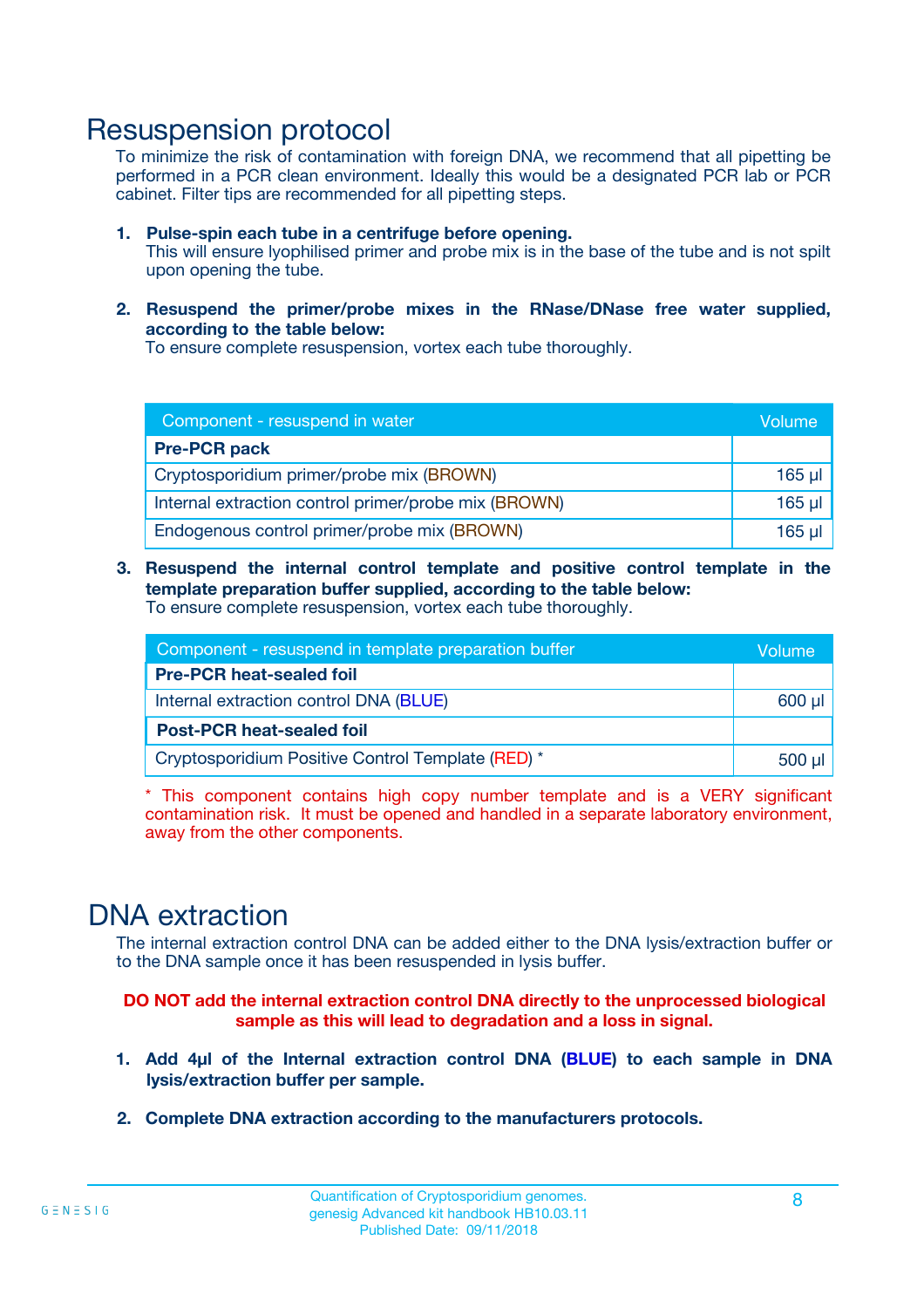# Resuspension protocol

To minimize the risk of contamination with foreign DNA, we recommend that all pipetting be performed in a PCR clean environment. Ideally this would be a designated PCR lab or PCR cabinet. Filter tips are recommended for all pipetting steps.

1. **Pulse-spin each tube in a centrifuge before opening.**
   This will ensure lyophilised primer and probe mix is in the base of the tube and is not spilt upon opening the tube.

2. **Resuspend the primer/probe mixes in the RNase/DNase free water supplied, according to the table below:**
   To ensure complete resuspension, vortex each tube thoroughly.

| Component - resuspend in water | Volume |
|---|---|
| **Pre-PCR pack** | |
| Cryptosporidium primer/probe mix (BROWN) | 165 µl |
| Internal extraction control primer/probe mix (BROWN) | 165 µl |
| Endogenous control primer/probe mix (BROWN) | 165 µl |

3. **Resuspend the internal control template and positive control template in the template preparation buffer supplied, according to the table below:**
   To ensure complete resuspension, vortex each tube thoroughly.

| Component - resuspend in template preparation buffer | Volume |
|---|---|
| **Pre-PCR heat-sealed foil** | |
| Internal extraction control DNA (BLUE) | 600 µl |
| **Post-PCR heat-sealed foil** | |
| Cryptosporidium Positive Control Template (RED) * | 500 µl |

* This component contains high copy number template and is a VERY significant contamination risk. It must be opened and handled in a separate laboratory environment, away from the other components.

# DNA extraction

The internal extraction control DNA can be added either to the DNA lysis/extraction buffer or to the DNA sample once it has been resuspended in lysis buffer.

**DO NOT add the internal extraction control DNA directly to the unprocessed biological sample as this will lead to degradation and a loss in signal.**

1. **Add 4µl of the Internal extraction control DNA (BLUE) to each sample in DNA lysis/extraction buffer per sample.**

2. **Complete DNA extraction according to the manufacturers protocols.**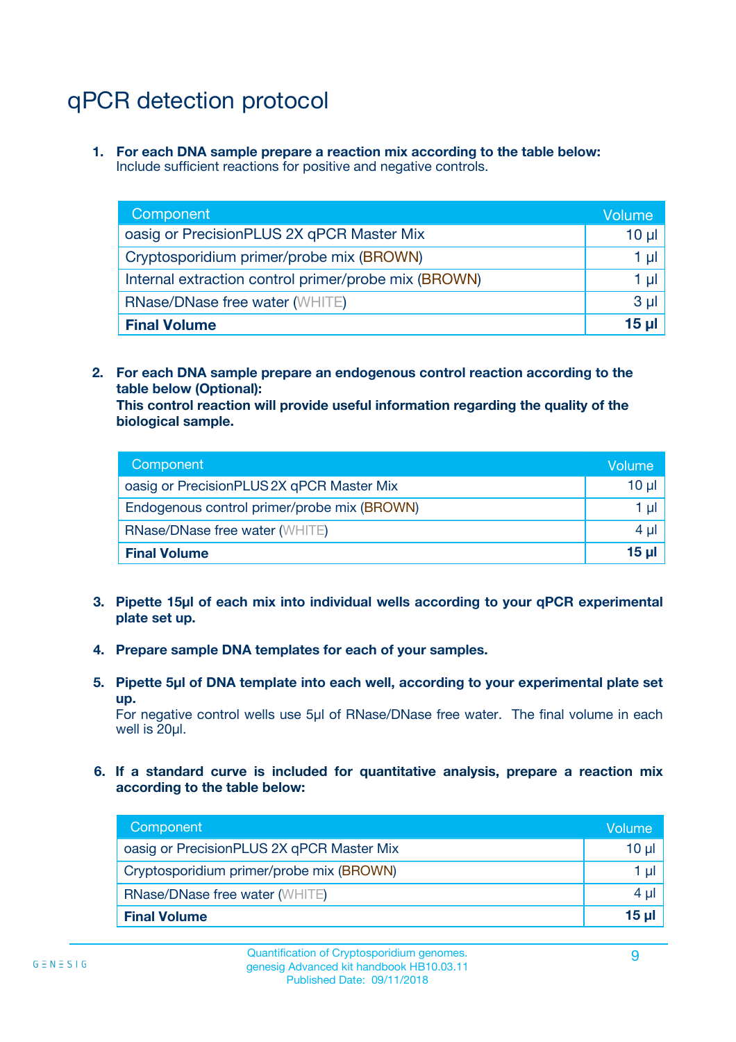# qPCR detection protocol

1. **For each DNA sample prepare a reaction mix according to the table below:**
   Include sufficient reactions for positive and negative controls.

| Component | Volume |
|---|---|
| oasig or PrecisionPLUS 2X qPCR Master Mix | 10 µl |
| Cryptosporidium primer/probe mix (BROWN) | 1 µl |
| Internal extraction control primer/probe mix (BROWN) | 1 µl |
| RNase/DNase free water (WHITE) | 3 µl |
| **Final Volume** | **15 µl** |

2. **For each DNA sample prepare an endogenous control reaction according to the table below (Optional):**
   **This control reaction will provide useful information regarding the quality of the biological sample.**

| Component | Volume |
|---|---|
| oasig or PrecisionPLUS 2X qPCR Master Mix | 10 µl |
| Endogenous control primer/probe mix (BROWN) | 1 µl |
| RNase/DNase free water (WHITE) | 4 µl |
| **Final Volume** | **15 µl** |

3. **Pipette 15µl of each mix into individual wells according to your qPCR experimental plate set up.**

4. **Prepare sample DNA templates for each of your samples.**

5. **Pipette 5µl of DNA template into each well, according to your experimental plate set up.**
   For negative control wells use 5µl of RNase/DNase free water. The final volume in each well is 20µl.

6. **If a standard curve is included for quantitative analysis, prepare a reaction mix according to the table below:**

| Component | Volume |
|---|---|
| oasig or PrecisionPLUS 2X qPCR Master Mix | 10 µl |
| Cryptosporidium primer/probe mix (BROWN) | 1 µl |
| RNase/DNase free water (WHITE) | 4 µl |
| **Final Volume** | **15 µl** |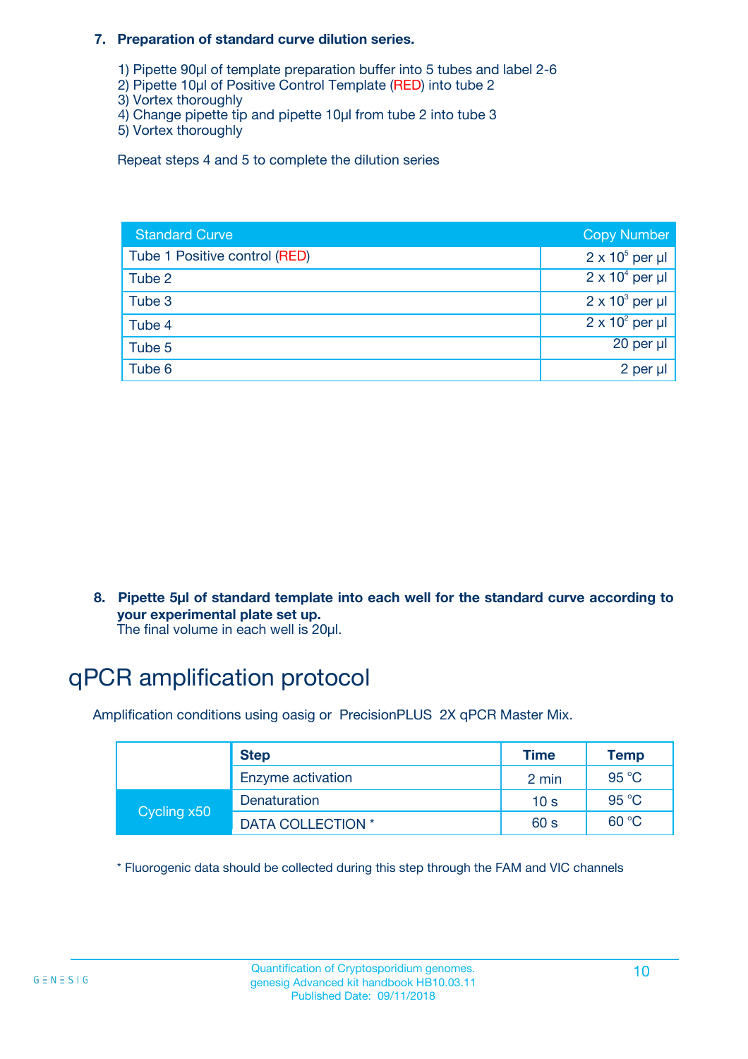### 7. Preparation of standard curve dilution series.

1) Pipette 90µl of template preparation buffer into 5 tubes and label 2-6
2) Pipette 10µl of Positive Control Template (RED) into tube 2
3) Vortex thoroughly
4) Change pipette tip and pipette 10µl from tube 2 into tube 3
5) Vortex thoroughly

Repeat steps 4 and 5 to complete the dilution series

| Standard Curve | Copy Number |
|---|---|
| Tube 1 Positive control (RED) | $2 \times 10^5$ per µl |
| Tube 2 | $2 \times 10^4$ per µl |
| Tube 3 | $2 \times 10^3$ per µl |
| Tube 4 | $2 \times 10^2$ per µl |
| Tube 5 | 20 per µl |
| Tube 6 | 2 per µl |

### 8. Pipette 5µl of standard template into each well for the standard curve according to your experimental plate set up.

The final volume in each well is 20µl.

## qPCR amplification protocol

Amplification conditions using oasig or PrecisionPLUS 2X qPCR Master Mix.

| | Step | Time | Temp |
|---|---|---|---|
| | Enzyme activation | 2 min | 95 °C |
| Cycling x50 | Denaturation | 10 s | 95 °C |
| | DATA COLLECTION * | 60 s | 60 °C |

* Fluorogenic data should be collected during this step through the FAM and VIC channels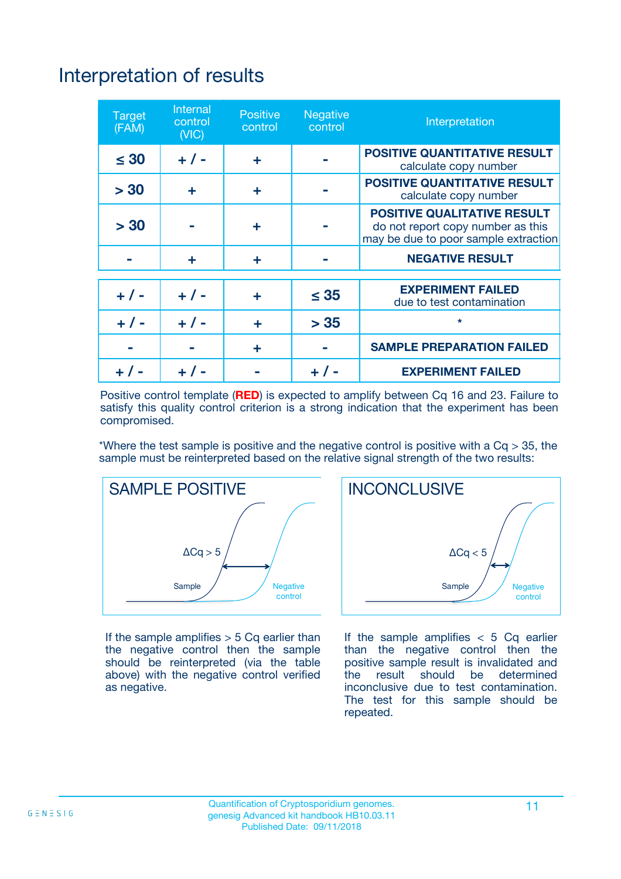# Interpretation of results

| Target (FAM) | Internal control (VIC) | Positive control | Negative control | Interpretation |
|---|---|---|---|---|
| ≤ 30 | + / - | + | - | **POSITIVE QUANTITATIVE RESULT** calculate copy number |
| > 30 | + | + | - | **POSITIVE QUANTITATIVE RESULT** calculate copy number |
| > 30 | - | + | - | **POSITIVE QUALITATIVE RESULT** do not report copy number as this may be due to poor sample extraction |
| - | + | + | - | **NEGATIVE RESULT** |
| + / - | + / - | + | ≤ 35 | **EXPERIMENT FAILED** due to test contamination |
| + / - | + / - | + | > 35 | * |
| - | - | + | - | **SAMPLE PREPARATION FAILED** |
| + / - | + / - | - | + / - | **EXPERIMENT FAILED** |

Positive control template (**RED**) is expected to amplify between Cq 16 and 23. Failure to satisfy this quality control criterion is a strong indication that the experiment has been compromised.

*Where the test sample is positive and the negative control is positive with a Cq > 35, the sample must be reinterpreted based on the relative signal strength of the two results:

**SAMPLE POSITIVE**

ΔCq > 5

Sample — Negative control

If the sample amplifies > 5 Cq earlier than the negative control then the sample should be reinterpreted (via the table above) with the negative control verified as negative.

**INCONCLUSIVE**

ΔCq < 5

Sample — Negative control

If the sample amplifies < 5 Cq earlier than the negative control then the positive sample result is invalidated and the result should be determined inconclusive due to test contamination. The test for this sample should be repeated.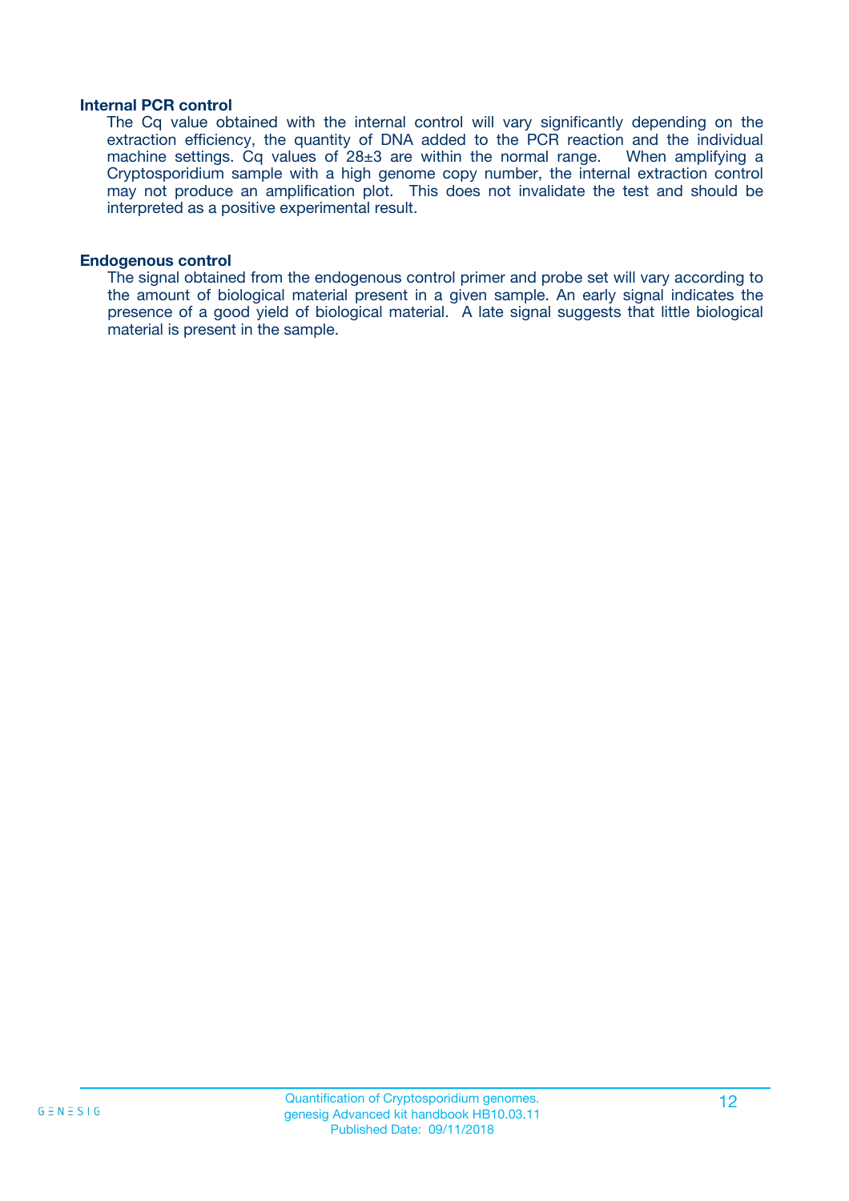### Internal PCR control

The Cq value obtained with the internal control will vary significantly depending on the extraction efficiency, the quantity of DNA added to the PCR reaction and the individual machine settings. Cq values of 28±3 are within the normal range. When amplifying a Cryptosporidium sample with a high genome copy number, the internal extraction control may not produce an amplification plot. This does not invalidate the test and should be interpreted as a positive experimental result.

### Endogenous control

The signal obtained from the endogenous control primer and probe set will vary according to the amount of biological material present in a given sample. An early signal indicates the presence of a good yield of biological material. A late signal suggests that little biological material is present in the sample.